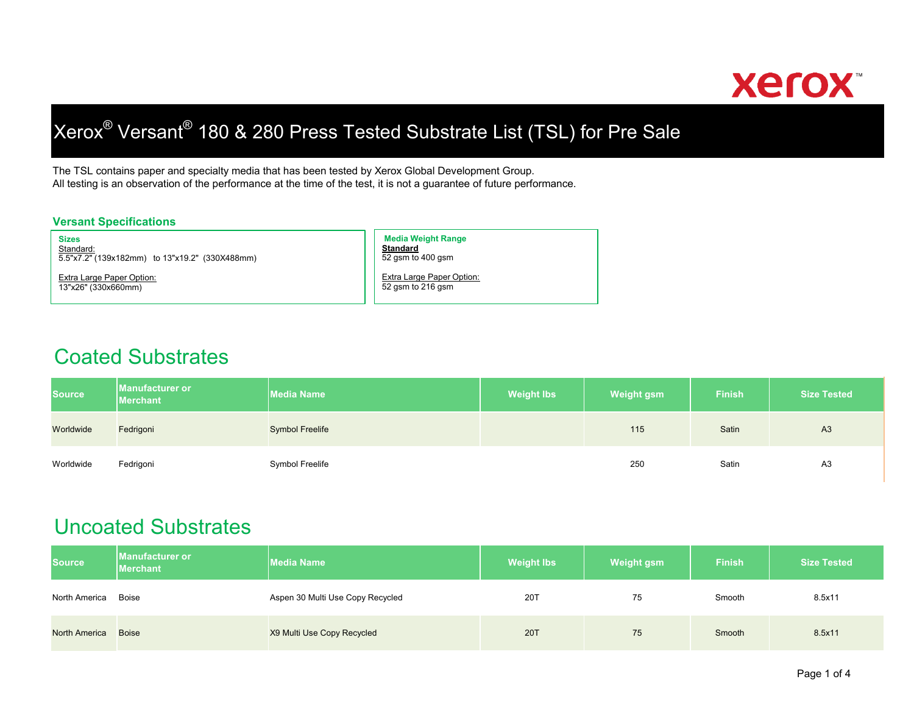# Xerox® Versant® 180 & 280 Press Tested Substrate List (TSL) for Pre Sale

The TSL contains paper and specialty media that has been tested by Xerox Global Development Group.
All testing is an observation of the performance at the time of the test, it is not a guarantee of future performance.

### Versant Specifications

**Sizes**

Standard:
5.5"x7.2" (139x182mm)   to 13"x19.2"  (330X488mm)

Extra Large Paper Option:
13"x26" (330x660mm)

**Media Weight Range**

**Standard**
52 gsm to 400 gsm

Extra Large Paper Option:
52 gsm to 216 gsm

## Coated Substrates

| Source | Manufacturer or Merchant | Media Name | Weight lbs | Weight gsm | Finish | Size Tested |
|---|---|---|---|---|---|---|
| Worldwide | Fedrigoni | Symbol Freelife | | 115 | Satin | A3 |
| Worldwide | Fedrigoni | Symbol Freelife | | 250 | Satin | A3 |

## Uncoated Substrates

| Source | Manufacturer or Merchant | Media Name | Weight lbs | Weight gsm | Finish | Size Tested |
|---|---|---|---|---|---|---|
| North America | Boise | Aspen 30 Multi Use Copy Recycled | 20T | 75 | Smooth | 8.5x11 |
| North America | Boise | X9 Multi Use Copy Recycled | 20T | 75 | Smooth | 8.5x11 |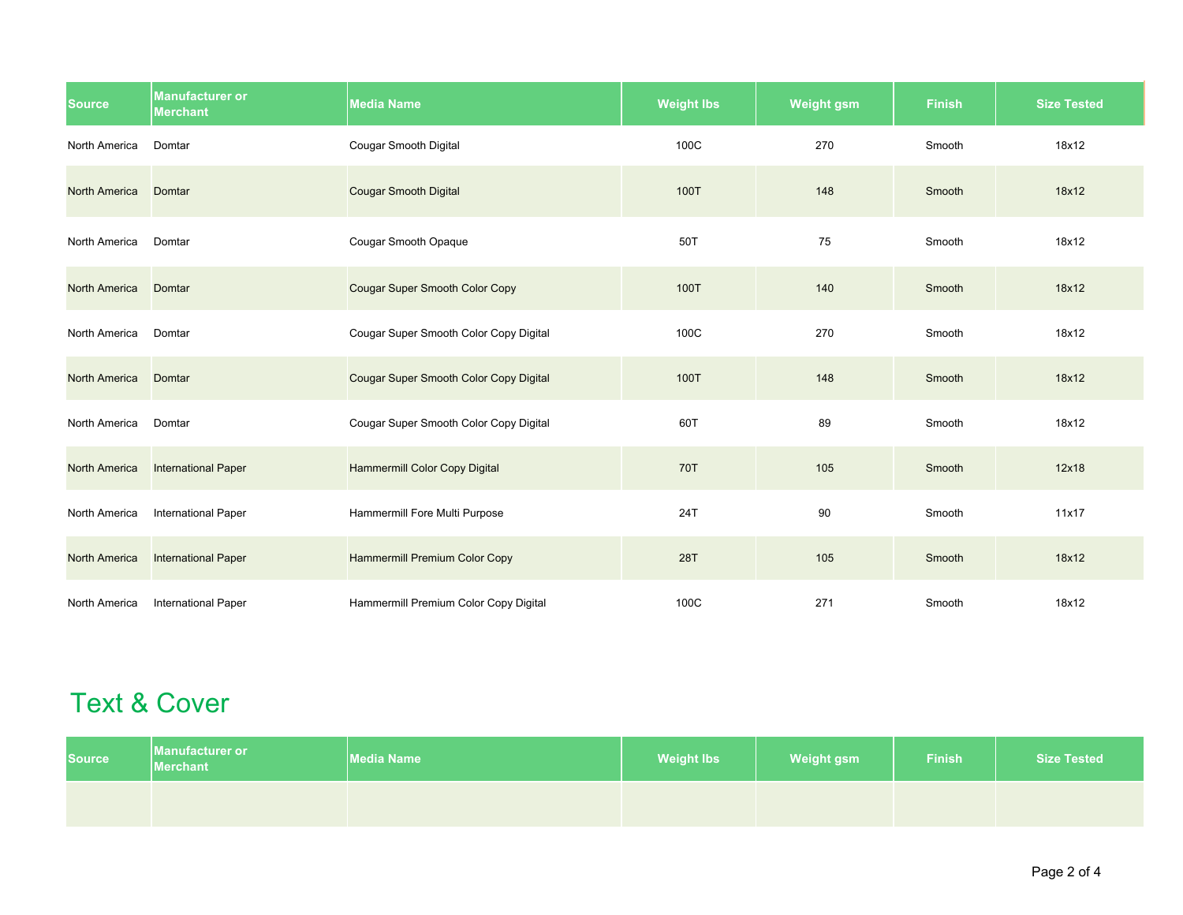| Source | Manufacturer or Merchant | Media Name | Weight lbs | Weight gsm | Finish | Size Tested |
|---|---|---|---|---|---|---|
| North America | Domtar | Cougar Smooth Digital | 100C | 270 | Smooth | 18x12 |
| North America | Domtar | Cougar Smooth Digital | 100T | 148 | Smooth | 18x12 |
| North America | Domtar | Cougar Smooth Opaque | 50T | 75 | Smooth | 18x12 |
| North America | Domtar | Cougar Super Smooth Color Copy | 100T | 140 | Smooth | 18x12 |
| North America | Domtar | Cougar Super Smooth Color Copy Digital | 100C | 270 | Smooth | 18x12 |
| North America | Domtar | Cougar Super Smooth Color Copy Digital | 100T | 148 | Smooth | 18x12 |
| North America | Domtar | Cougar Super Smooth Color Copy Digital | 60T | 89 | Smooth | 18x12 |
| North America | International Paper | Hammermill Color Copy Digital | 70T | 105 | Smooth | 12x18 |
| North America | International Paper | Hammermill Fore Multi Purpose | 24T | 90 | Smooth | 11x17 |
| North America | International Paper | Hammermill Premium Color Copy | 28T | 105 | Smooth | 18x12 |
| North America | International Paper | Hammermill Premium Color Copy Digital | 100C | 271 | Smooth | 18x12 |

# Text & Cover

| Source | Manufacturer or Merchant | Media Name | Weight lbs | Weight gsm | Finish | Size Tested |
|---|---|---|---|---|---|---|
| | | | | | | |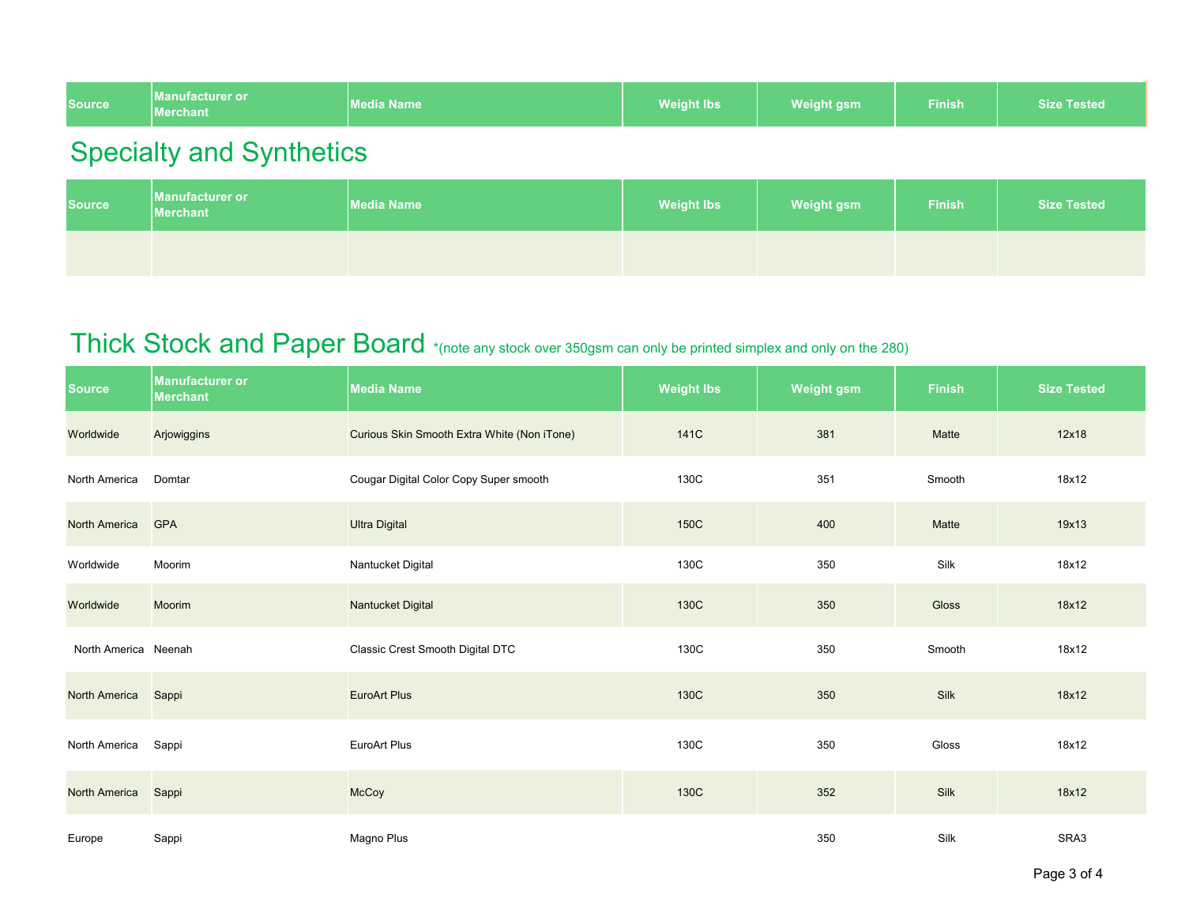| Source | Manufacturer or Merchant | Media Name | Weight lbs | Weight gsm | Finish | Size Tested |
|---|---|---|---|---|---|---|

## Specialty and Synthetics

| Source | Manufacturer or Merchant | Media Name | Weight lbs | Weight gsm | Finish | Size Tested |
|---|---|---|---|---|---|---|
| | | | | | | |

## Thick Stock and Paper Board *(note any stock over 350gsm can only be printed simplex and only on the 280)

| Source | Manufacturer or Merchant | Media Name | Weight lbs | Weight gsm | Finish | Size Tested |
|---|---|---|---|---|---|---|
| Worldwide | Arjowiggins | Curious Skin Smooth Extra White (Non iTone) | 141C | 381 | Matte | 12x18 |
| North America | Domtar | Cougar Digital Color Copy Super smooth | 130C | 351 | Smooth | 18x12 |
| North America | GPA | Ultra Digital | 150C | 400 | Matte | 19x13 |
| Worldwide | Moorim | Nantucket Digital | 130C | 350 | Silk | 18x12 |
| Worldwide | Moorim | Nantucket Digital | 130C | 350 | Gloss | 18x12 |
| North America | Neenah | Classic Crest Smooth Digital DTC | 130C | 350 | Smooth | 18x12 |
| North America | Sappi | EuroArt Plus | 130C | 350 | Silk | 18x12 |
| North America | Sappi | EuroArt Plus | 130C | 350 | Gloss | 18x12 |
| North America | Sappi | McCoy | 130C | 352 | Silk | 18x12 |
| Europe | Sappi | Magno Plus | | 350 | Silk | SRA3 |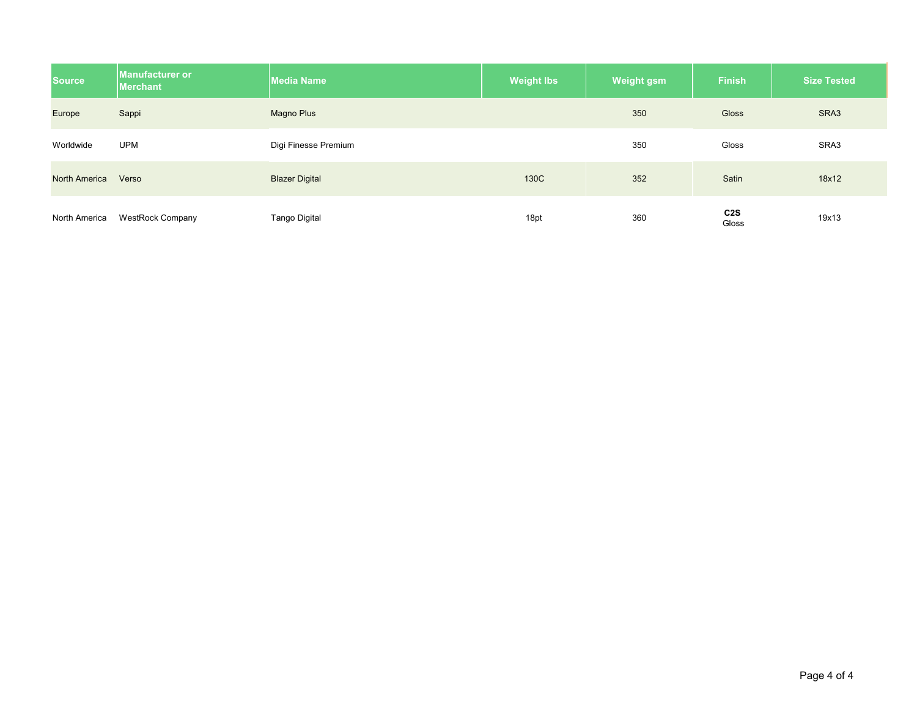| Source | Manufacturer or Merchant | Media Name | Weight lbs | Weight gsm | Finish | Size Tested |
|---|---|---|---|---|---|---|
| Europe | Sappi | Magno Plus | | 350 | Gloss | SRA3 |
| Worldwide | UPM | Digi Finesse Premium | | 350 | Gloss | SRA3 |
| North America | Verso | Blazer Digital | 130C | 352 | Satin | 18x12 |
| North America | WestRock Company | Tango Digital | 18pt | 360 | **C2S** Gloss | 19x13 |